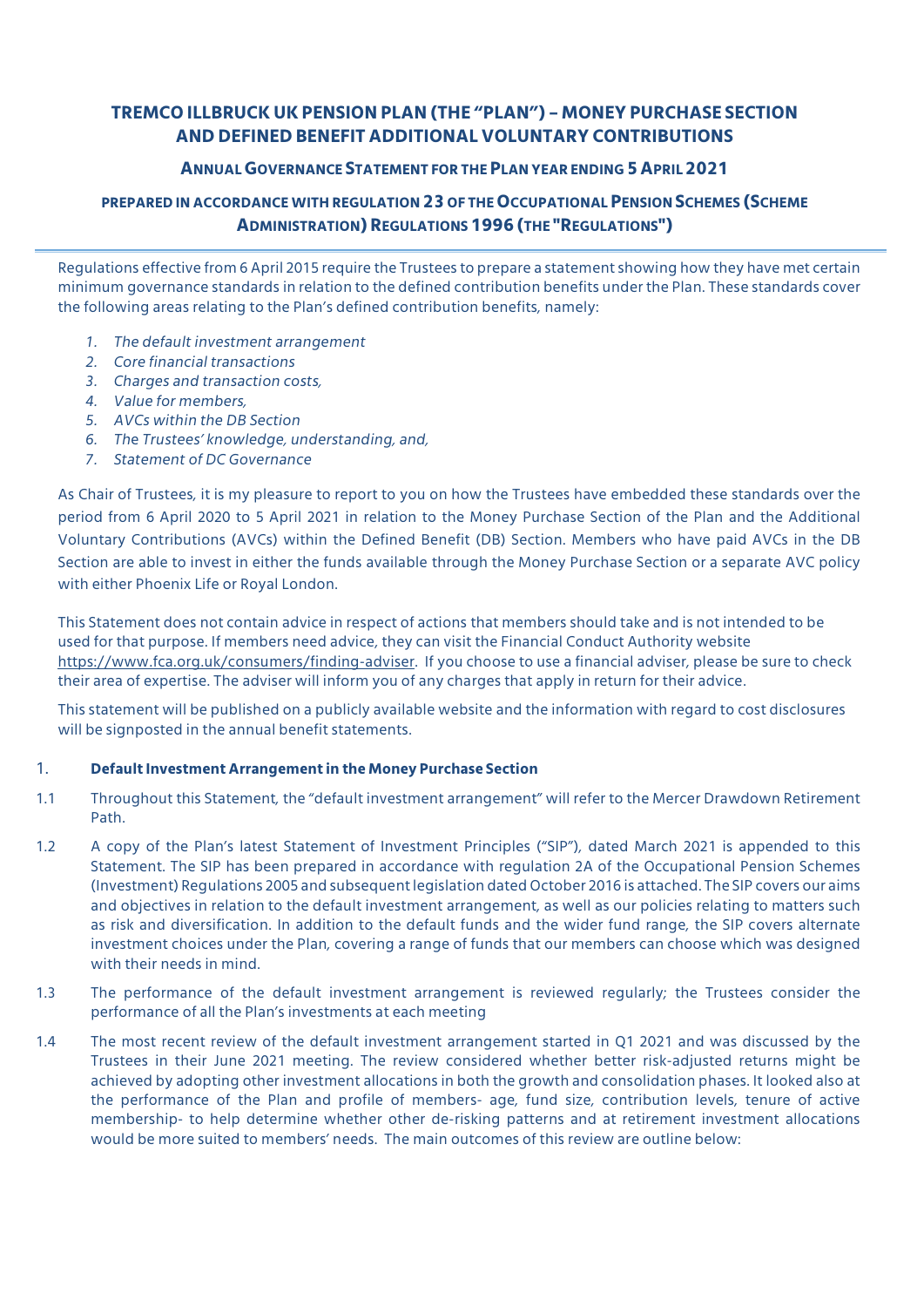# TREMCO ILLBRUCK UK PENSION PLAN (THE "PLAN") – MONEY PURCHASE SECTION AND DEFINED BENEFIT ADDITIONAL VOLUNTARY CONTRIBUTIONS

## ANNUAL GOVERNANCE STATEMENT FOR THE PLAN YEAR ENDING 5 APRIL 2021

## PREPARED IN ACCORDANCE WITH REGULATION 23 OF THE OCCUPATIONAL PENSION SCHEMES (SCHEME ADMINISTRATION) REGULATIONS 1996 (THE "REGULATIONS")

Regulations effective from 6 April 2015 require the Trustees to prepare a statement showing how they have met certain minimum governance standards in relation to the defined contribution benefits under the Plan. These standards cover the following areas relating to the Plan's defined contribution benefits, namely:

1. *The default investment arrangement*
2. *Core financial transactions*
3. *Charges and transaction costs,*
4. *Value for members,*
5. *AVCs within the DB Section*
6. *The Trustees' knowledge, understanding, and,*
7. *Statement of DC Governance*

As Chair of Trustees, it is my pleasure to report to you on how the Trustees have embedded these standards over the period from 6 April 2020 to 5 April 2021 in relation to the Money Purchase Section of the Plan and the Additional Voluntary Contributions (AVCs) within the Defined Benefit (DB) Section. Members who have paid AVCs in the DB Section are able to invest in either the funds available through the Money Purchase Section or a separate AVC policy with either Phoenix Life or Royal London.

This Statement does not contain advice in respect of actions that members should take and is not intended to be used for that purpose. If members need advice, they can visit the Financial Conduct Authority website https://www.fca.org.uk/consumers/finding-adviser. If you choose to use a financial adviser, please be sure to check their area of expertise. The adviser will inform you of any charges that apply in return for their advice.

This statement will be published on a publicly available website and the information with regard to cost disclosures will be signposted in the annual benefit statements.

### 1. Default Investment Arrangement in the Money Purchase Section

1.1 Throughout this Statement, the "default investment arrangement" will refer to the Mercer Drawdown Retirement Path.

1.2 A copy of the Plan's latest Statement of Investment Principles ("SIP"), dated March 2021 is appended to this Statement. The SIP has been prepared in accordance with regulation 2A of the Occupational Pension Schemes (Investment) Regulations 2005 and subsequent legislation dated October 2016 is attached. The SIP covers our aims and objectives in relation to the default investment arrangement, as well as our policies relating to matters such as risk and diversification. In addition to the default funds and the wider fund range, the SIP covers alternate investment choices under the Plan, covering a range of funds that our members can choose which was designed with their needs in mind.

1.3 The performance of the default investment arrangement is reviewed regularly; the Trustees consider the performance of all the Plan's investments at each meeting

1.4 The most recent review of the default investment arrangement started in Q1 2021 and was discussed by the Trustees in their June 2021 meeting. The review considered whether better risk-adjusted returns might be achieved by adopting other investment allocations in both the growth and consolidation phases. It looked also at the performance of the Plan and profile of members- age, fund size, contribution levels, tenure of active membership- to help determine whether other de-risking patterns and at retirement investment allocations would be more suited to members' needs. The main outcomes of this review are outline below: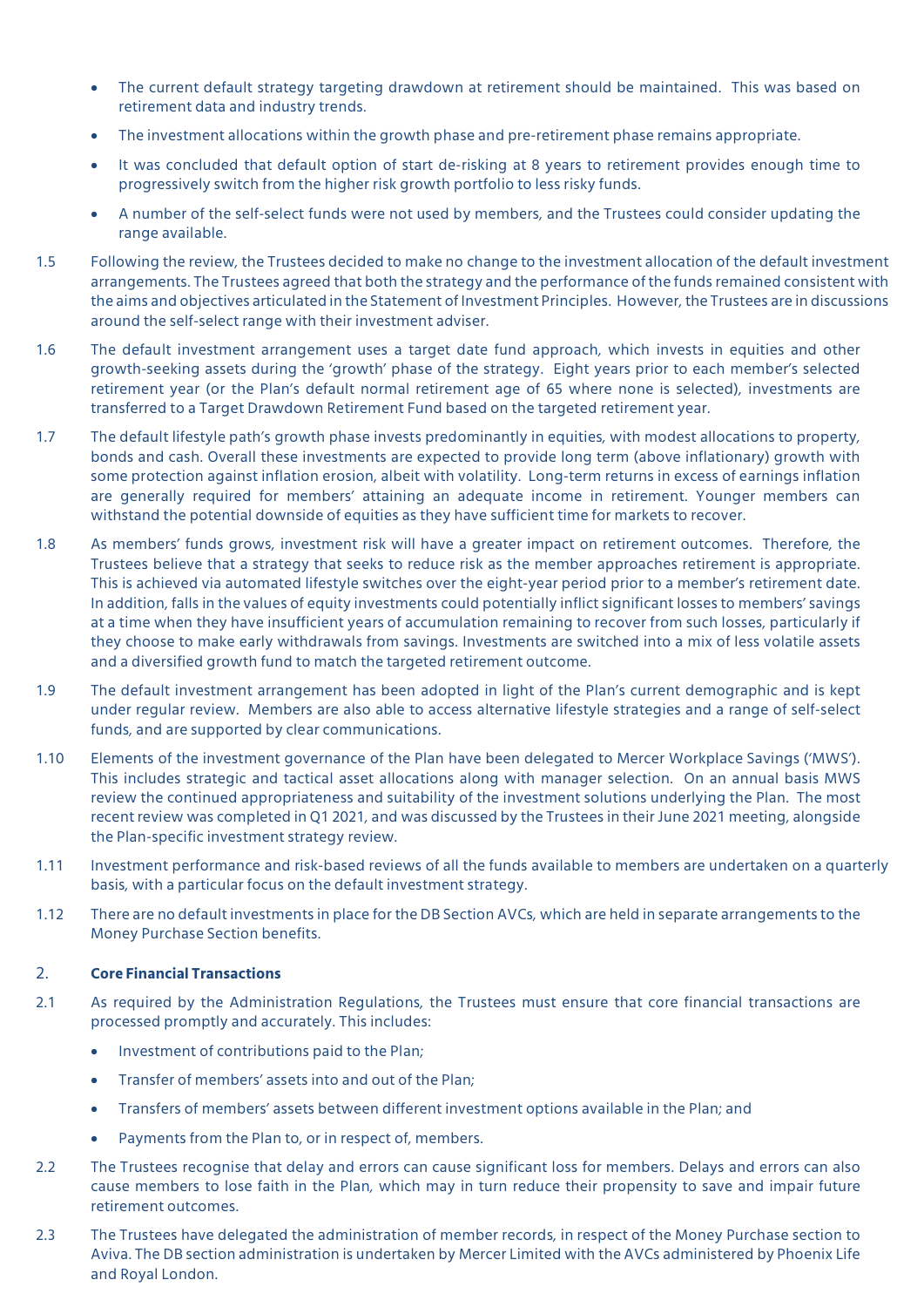- The current default strategy targeting drawdown at retirement should be maintained. This was based on retirement data and industry trends.
- The investment allocations within the growth phase and pre-retirement phase remains appropriate.
- It was concluded that default option of start de-risking at 8 years to retirement provides enough time to progressively switch from the higher risk growth portfolio to less risky funds.
- A number of the self-select funds were not used by members, and the Trustees could consider updating the range available.

1.5 Following the review, the Trustees decided to make no change to the investment allocation of the default investment arrangements. The Trustees agreed that both the strategy and the performance of the funds remained consistent with the aims and objectives articulated in the Statement of Investment Principles. However, the Trustees are in discussions around the self-select range with their investment adviser.

1.6 The default investment arrangement uses a target date fund approach, which invests in equities and other growth-seeking assets during the 'growth' phase of the strategy. Eight years prior to each member's selected retirement year (or the Plan's default normal retirement age of 65 where none is selected), investments are transferred to a Target Drawdown Retirement Fund based on the targeted retirement year.

1.7 The default lifestyle path's growth phase invests predominantly in equities, with modest allocations to property, bonds and cash. Overall these investments are expected to provide long term (above inflationary) growth with some protection against inflation erosion, albeit with volatility. Long-term returns in excess of earnings inflation are generally required for members' attaining an adequate income in retirement. Younger members can withstand the potential downside of equities as they have sufficient time for markets to recover.

1.8 As members' funds grows, investment risk will have a greater impact on retirement outcomes. Therefore, the Trustees believe that a strategy that seeks to reduce risk as the member approaches retirement is appropriate. This is achieved via automated lifestyle switches over the eight-year period prior to a member's retirement date. In addition, falls in the values of equity investments could potentially inflict significant losses to members' savings at a time when they have insufficient years of accumulation remaining to recover from such losses, particularly if they choose to make early withdrawals from savings. Investments are switched into a mix of less volatile assets and a diversified growth fund to match the targeted retirement outcome.

1.9 The default investment arrangement has been adopted in light of the Plan's current demographic and is kept under regular review. Members are also able to access alternative lifestyle strategies and a range of self-select funds, and are supported by clear communications.

1.10 Elements of the investment governance of the Plan have been delegated to Mercer Workplace Savings ('MWS'). This includes strategic and tactical asset allocations along with manager selection. On an annual basis MWS review the continued appropriateness and suitability of the investment solutions underlying the Plan. The most recent review was completed in Q1 2021, and was discussed by the Trustees in their June 2021 meeting, alongside the Plan-specific investment strategy review.

1.11 Investment performance and risk-based reviews of all the funds available to members are undertaken on a quarterly basis, with a particular focus on the default investment strategy.

1.12 There are no default investments in place for the DB Section AVCs, which are held in separate arrangements to the Money Purchase Section benefits.

## 2. Core Financial Transactions

2.1 As required by the Administration Regulations, the Trustees must ensure that core financial transactions are processed promptly and accurately. This includes:

- Investment of contributions paid to the Plan;
- Transfer of members' assets into and out of the Plan;
- Transfers of members' assets between different investment options available in the Plan; and
- Payments from the Plan to, or in respect of, members.

2.2 The Trustees recognise that delay and errors can cause significant loss for members. Delays and errors can also cause members to lose faith in the Plan, which may in turn reduce their propensity to save and impair future retirement outcomes.

2.3 The Trustees have delegated the administration of member records, in respect of the Money Purchase section to Aviva. The DB section administration is undertaken by Mercer Limited with the AVCs administered by Phoenix Life and Royal London.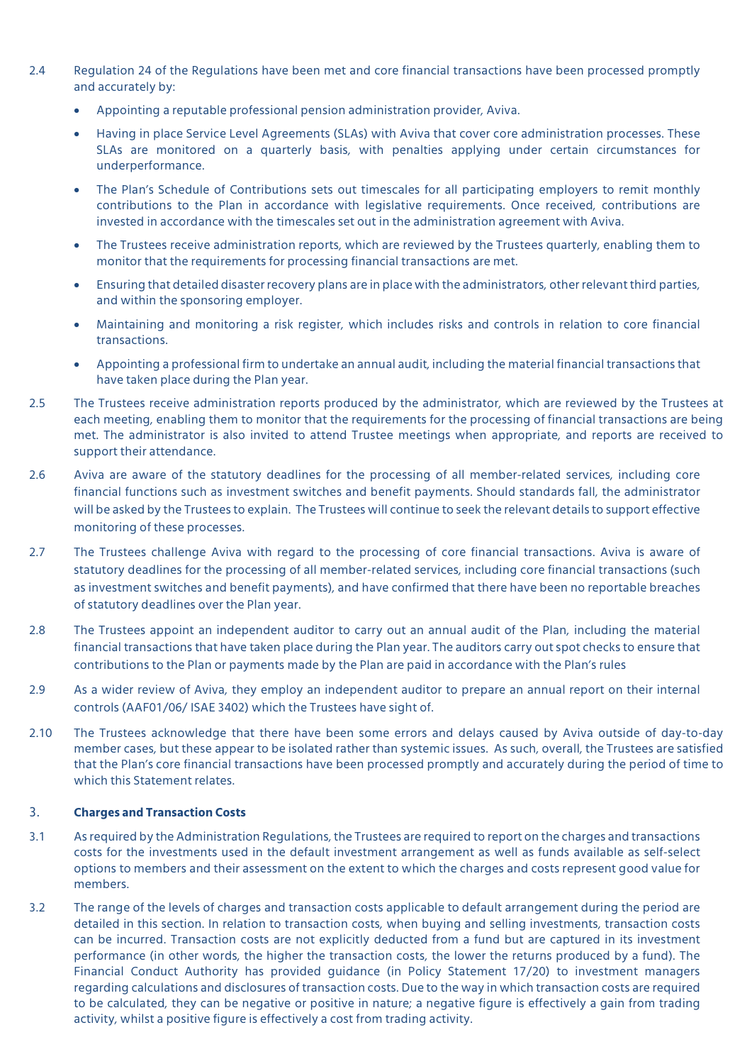2.4 Regulation 24 of the Regulations have been met and core financial transactions have been processed promptly and accurately by:

- Appointing a reputable professional pension administration provider, Aviva.
- Having in place Service Level Agreements (SLAs) with Aviva that cover core administration processes. These SLAs are monitored on a quarterly basis, with penalties applying under certain circumstances for underperformance.
- The Plan's Schedule of Contributions sets out timescales for all participating employers to remit monthly contributions to the Plan in accordance with legislative requirements. Once received, contributions are invested in accordance with the timescales set out in the administration agreement with Aviva.
- The Trustees receive administration reports, which are reviewed by the Trustees quarterly, enabling them to monitor that the requirements for processing financial transactions are met.
- Ensuring that detailed disaster recovery plans are in place with the administrators, other relevant third parties, and within the sponsoring employer.
- Maintaining and monitoring a risk register, which includes risks and controls in relation to core financial transactions.
- Appointing a professional firm to undertake an annual audit, including the material financial transactions that have taken place during the Plan year.

2.5 The Trustees receive administration reports produced by the administrator, which are reviewed by the Trustees at each meeting, enabling them to monitor that the requirements for the processing of financial transactions are being met. The administrator is also invited to attend Trustee meetings when appropriate, and reports are received to support their attendance.

2.6 Aviva are aware of the statutory deadlines for the processing of all member-related services, including core financial functions such as investment switches and benefit payments. Should standards fall, the administrator will be asked by the Trustees to explain. The Trustees will continue to seek the relevant details to support effective monitoring of these processes.

2.7 The Trustees challenge Aviva with regard to the processing of core financial transactions. Aviva is aware of statutory deadlines for the processing of all member-related services, including core financial transactions (such as investment switches and benefit payments), and have confirmed that there have been no reportable breaches of statutory deadlines over the Plan year.

2.8 The Trustees appoint an independent auditor to carry out an annual audit of the Plan, including the material financial transactions that have taken place during the Plan year. The auditors carry out spot checks to ensure that contributions to the Plan or payments made by the Plan are paid in accordance with the Plan's rules

2.9 As a wider review of Aviva, they employ an independent auditor to prepare an annual report on their internal controls (AAF01/06/ ISAE 3402) which the Trustees have sight of.

2.10 The Trustees acknowledge that there have been some errors and delays caused by Aviva outside of day-to-day member cases, but these appear to be isolated rather than systemic issues. As such, overall, the Trustees are satisfied that the Plan's core financial transactions have been processed promptly and accurately during the period of time to which this Statement relates.

## 3. Charges and Transaction Costs

3.1 As required by the Administration Regulations, the Trustees are required to report on the charges and transactions costs for the investments used in the default investment arrangement as well as funds available as self-select options to members and their assessment on the extent to which the charges and costs represent good value for members.

3.2 The range of the levels of charges and transaction costs applicable to default arrangement during the period are detailed in this section. In relation to transaction costs, when buying and selling investments, transaction costs can be incurred. Transaction costs are not explicitly deducted from a fund but are captured in its investment performance (in other words, the higher the transaction costs, the lower the returns produced by a fund). The Financial Conduct Authority has provided guidance (in Policy Statement 17/20) to investment managers regarding calculations and disclosures of transaction costs. Due to the way in which transaction costs are required to be calculated, they can be negative or positive in nature; a negative figure is effectively a gain from trading activity, whilst a positive figure is effectively a cost from trading activity.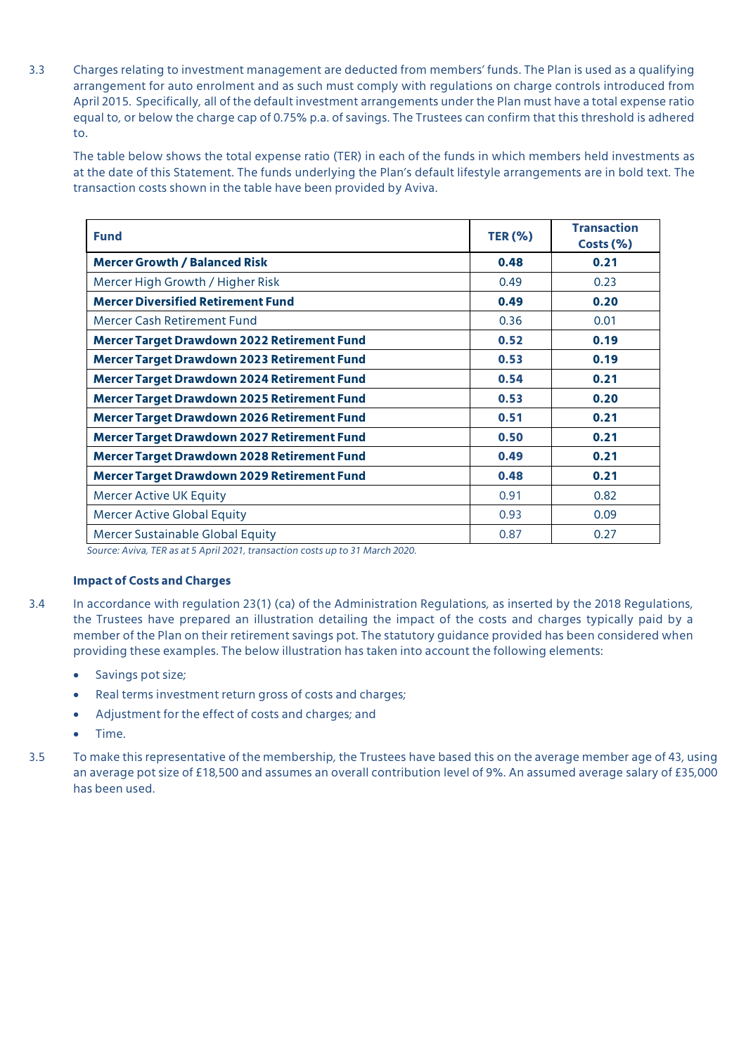3.3 Charges relating to investment management are deducted from members' funds. The Plan is used as a qualifying arrangement for auto enrolment and as such must comply with regulations on charge controls introduced from April 2015. Specifically, all of the default investment arrangements under the Plan must have a total expense ratio equal to, or below the charge cap of 0.75% p.a. of savings. The Trustees can confirm that this threshold is adhered to.

The table below shows the total expense ratio (TER) in each of the funds in which members held investments as at the date of this Statement. The funds underlying the Plan's default lifestyle arrangements are in bold text. The transaction costs shown in the table have been provided by Aviva.

| Fund | TER (%) | Transaction Costs (%) |
|---|---|---|
| **Mercer Growth / Balanced Risk** | **0.48** | **0.21** |
| Mercer High Growth / Higher Risk | 0.49 | 0.23 |
| **Mercer Diversified Retirement Fund** | **0.49** | **0.20** |
| Mercer Cash Retirement Fund | 0.36 | 0.01 |
| **Mercer Target Drawdown 2022 Retirement Fund** | **0.52** | **0.19** |
| **Mercer Target Drawdown 2023 Retirement Fund** | **0.53** | **0.19** |
| **Mercer Target Drawdown 2024 Retirement Fund** | **0.54** | **0.21** |
| **Mercer Target Drawdown 2025 Retirement Fund** | **0.53** | **0.20** |
| **Mercer Target Drawdown 2026 Retirement Fund** | **0.51** | **0.21** |
| **Mercer Target Drawdown 2027 Retirement Fund** | **0.50** | **0.21** |
| **Mercer Target Drawdown 2028 Retirement Fund** | **0.49** | **0.21** |
| **Mercer Target Drawdown 2029 Retirement Fund** | **0.48** | **0.21** |
| Mercer Active UK Equity | 0.91 | 0.82 |
| Mercer Active Global Equity | 0.93 | 0.09 |
| Mercer Sustainable Global Equity | 0.87 | 0.27 |

*Source: Aviva, TER as at 5 April 2021, transaction costs up to 31 March 2020.*

**Impact of Costs and Charges**

3.4 In accordance with regulation 23(1) (ca) of the Administration Regulations, as inserted by the 2018 Regulations, the Trustees have prepared an illustration detailing the impact of the costs and charges typically paid by a member of the Plan on their retirement savings pot. The statutory guidance provided has been considered when providing these examples. The below illustration has taken into account the following elements:

- Savings pot size;
- Real terms investment return gross of costs and charges;
- Adjustment for the effect of costs and charges; and
- Time.

3.5 To make this representative of the membership, the Trustees have based this on the average member age of 43, using an average pot size of £18,500 and assumes an overall contribution level of 9%. An assumed average salary of £35,000 has been used.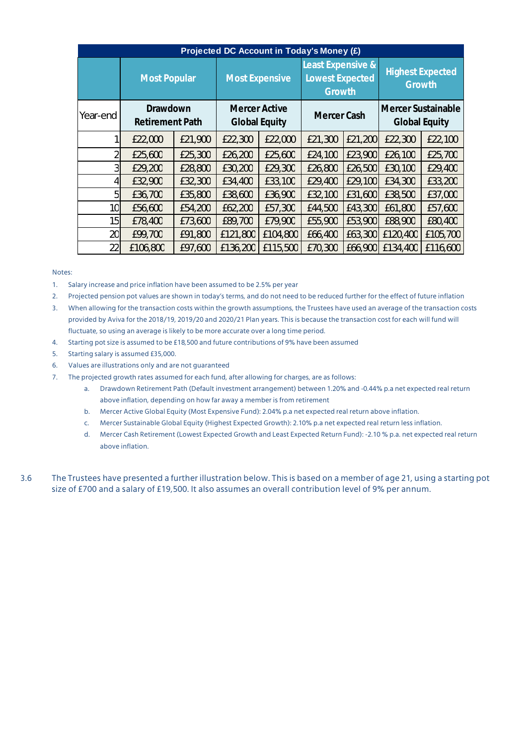| Projected DC Account in Today's Money (£) | | | | | | | | |
|---|---|---|---|---|---|---|---|---|
| | Most Popular | | Most Expensive | | Least Expensive & Lowest Expected Growth | | Highest Expected Growth | |
| Year-end | Drawdown Retirement Path | | Mercer Active Global Equity | | Mercer Cash | | Mercer Sustainable Global Equity | |
| 1 | £22,000 | £21,900 | £22,300 | £22,000 | £21,300 | £21,200 | £22,300 | £22,100 |
| 2 | £25,600 | £25,300 | £26,200 | £25,600 | £24,100 | £23,900 | £26,100 | £25,700 |
| 3 | £29,200 | £28,800 | £30,200 | £29,300 | £26,800 | £26,500 | £30,100 | £29,400 |
| 4 | £32,900 | £32,300 | £34,400 | £33,100 | £29,400 | £29,100 | £34,300 | £33,200 |
| 5 | £36,700 | £35,800 | £38,600 | £36,900 | £32,100 | £31,600 | £38,500 | £37,000 |
| 10 | £56,600 | £54,200 | £62,200 | £57,300 | £44,500 | £43,300 | £61,800 | £57,600 |
| 15 | £78,400 | £73,600 | £89,700 | £79,900 | £55,900 | £53,900 | £88,900 | £80,400 |
| 20 | £99,700 | £91,800 | £121,800 | £104,800 | £66,400 | £63,300 | £120,400 | £105,700 |
| 22 | £106,800 | £97,600 | £136,200 | £115,500 | £70,300 | £66,900 | £134,400 | £116,600 |

Notes:

1. Salary increase and price inflation have been assumed to be 2.5% per year
2. Projected pension pot values are shown in today's terms, and do not need to be reduced further for the effect of future inflation
3. When allowing for the transaction costs within the growth assumptions, the Trustees have used an average of the transaction costs provided by Aviva for the 2018/19, 2019/20 and 2020/21 Plan years. This is because the transaction cost for each will fund will fluctuate, so using an average is likely to be more accurate over a long time period.
4. Starting pot size is assumed to be £18,500 and future contributions of 9% have been assumed
5. Starting salary is assumed £35,000.
6. Values are illustrations only and are not guaranteed
7. The projected growth rates assumed for each fund, after allowing for charges, are as follows:
   a. Drawdown Retirement Path (Default investment arrangement) between 1.20% and -0.44% p.a net expected real return above inflation, depending on how far away a member is from retirement
   b. Mercer Active Global Equity (Most Expensive Fund): 2.04% p.a net expected real return above inflation.
   c. Mercer Sustainable Global Equity (Highest Expected Growth): 2.10% p.a net expected real return less inflation.
   d. Mercer Cash Retirement (Lowest Expected Growth and Least Expected Return Fund): -2.10 % p.a. net expected real return above inflation.

3.6 The Trustees have presented a further illustration below. This is based on a member of age 21, using a starting pot size of £700 and a salary of £19,500. It also assumes an overall contribution level of 9% per annum.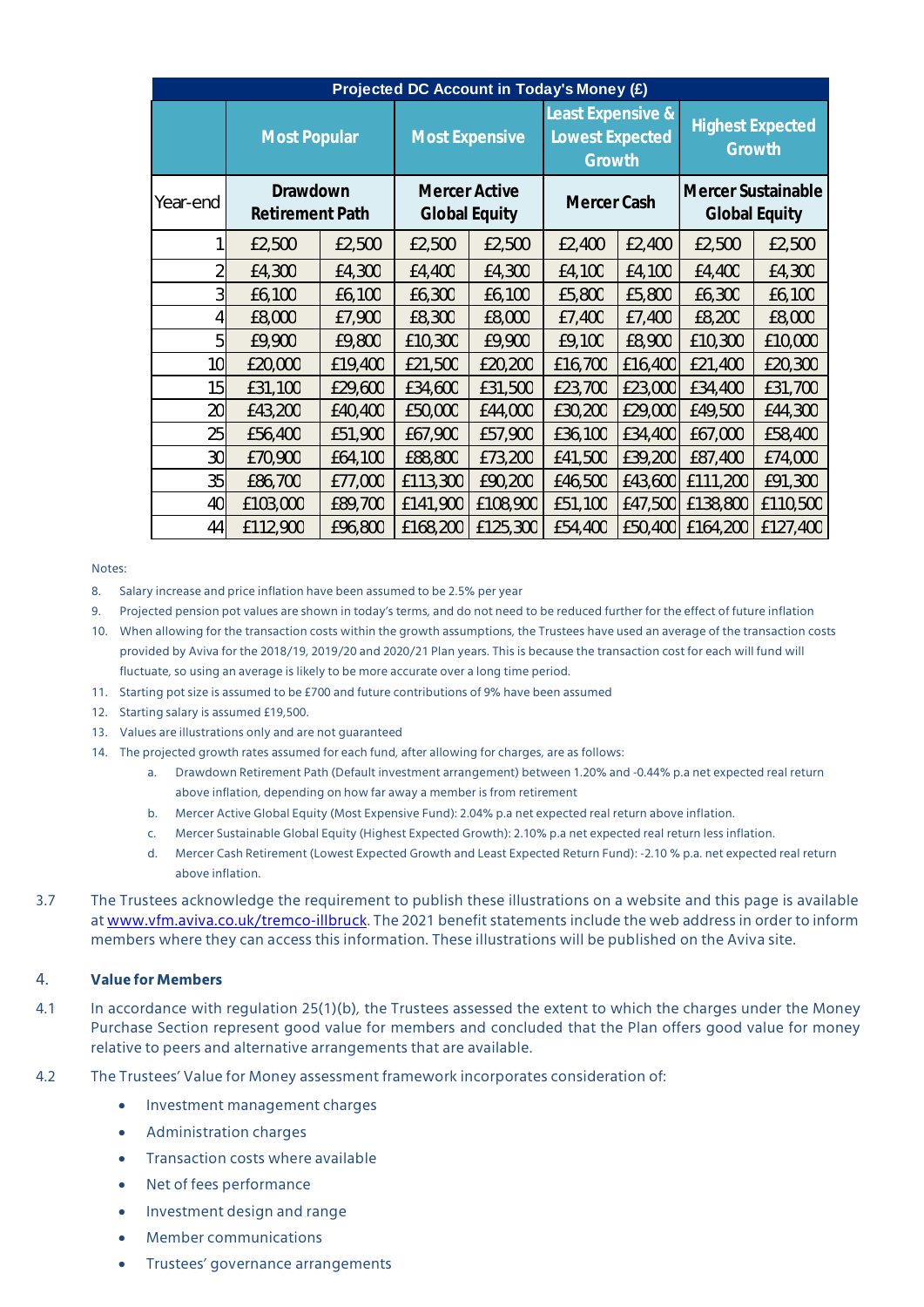| Projected DC Account in Today's Money (£) | | | | | | | | |
|---|---|---|---|---|---|---|---|---|
| | Most Popular | | Most Expensive | | Least Expensive & Lowest Expected Growth | | Highest Expected Growth | |
| Year-end | Drawdown Retirement Path | | Mercer Active Global Equity | | Mercer Cash | | Mercer Sustainable Global Equity | |
| 1 | £2,500 | £2,500 | £2,500 | £2,500 | £2,400 | £2,400 | £2,500 | £2,500 |
| 2 | £4,300 | £4,300 | £4,400 | £4,300 | £4,100 | £4,100 | £4,400 | £4,300 |
| 3 | £6,100 | £6,100 | £6,300 | £6,100 | £5,800 | £5,800 | £6,300 | £6,100 |
| 4 | £8,000 | £7,900 | £8,300 | £8,000 | £7,400 | £7,400 | £8,200 | £8,000 |
| 5 | £9,900 | £9,800 | £10,300 | £9,900 | £9,100 | £8,900 | £10,300 | £10,000 |
| 10 | £20,000 | £19,400 | £21,500 | £20,200 | £16,700 | £16,400 | £21,400 | £20,300 |
| 15 | £31,100 | £29,600 | £34,600 | £31,500 | £23,700 | £23,000 | £34,400 | £31,700 |
| 20 | £43,200 | £40,400 | £50,000 | £44,000 | £30,200 | £29,000 | £49,500 | £44,300 |
| 25 | £56,400 | £51,900 | £67,900 | £57,900 | £36,100 | £34,400 | £67,000 | £58,400 |
| 30 | £70,900 | £64,100 | £88,800 | £73,200 | £41,500 | £39,200 | £87,400 | £74,000 |
| 35 | £86,700 | £77,000 | £113,300 | £90,200 | £46,500 | £43,600 | £111,200 | £91,300 |
| 40 | £103,000 | £89,700 | £141,900 | £108,900 | £51,100 | £47,500 | £138,800 | £110,500 |
| 44 | £112,900 | £96,800 | £168,200 | £125,300 | £54,400 | £50,400 | £164,200 | £127,400 |

Notes:

8. Salary increase and price inflation have been assumed to be 2.5% per year
9. Projected pension pot values are shown in today's terms, and do not need to be reduced further for the effect of future inflation
10. When allowing for the transaction costs within the growth assumptions, the Trustees have used an average of the transaction costs provided by Aviva for the 2018/19, 2019/20 and 2020/21 Plan years. This is because the transaction cost for each will fund will fluctuate, so using an average is likely to be more accurate over a long time period.
11. Starting pot size is assumed to be £700 and future contributions of 9% have been assumed
12. Starting salary is assumed £19,500.
13. Values are illustrations only and are not guaranteed
14. The projected growth rates assumed for each fund, after allowing for charges, are as follows:
    a. Drawdown Retirement Path (Default investment arrangement) between 1.20% and -0.44% p.a net expected real return above inflation, depending on how far away a member is from retirement
    b. Mercer Active Global Equity (Most Expensive Fund): 2.04% p.a net expected real return above inflation.
    c. Mercer Sustainable Global Equity (Highest Expected Growth): 2.10% p.a net expected real return less inflation.
    d. Mercer Cash Retirement (Lowest Expected Growth and Least Expected Return Fund): -2.10 % p.a. net expected real return above inflation.

3.7 The Trustees acknowledge the requirement to publish these illustrations on a website and this page is available at www.vfm.aviva.co.uk/tremco-illbruck. The 2021 benefit statements include the web address in order to inform members where they can access this information. These illustrations will be published on the Aviva site.

## 4. Value for Members

4.1 In accordance with regulation 25(1)(b), the Trustees assessed the extent to which the charges under the Money Purchase Section represent good value for members and concluded that the Plan offers good value for money relative to peers and alternative arrangements that are available.

4.2 The Trustees' Value for Money assessment framework incorporates consideration of:

- Investment management charges
- Administration charges
- Transaction costs where available
- Net of fees performance
- Investment design and range
- Member communications
- Trustees' governance arrangements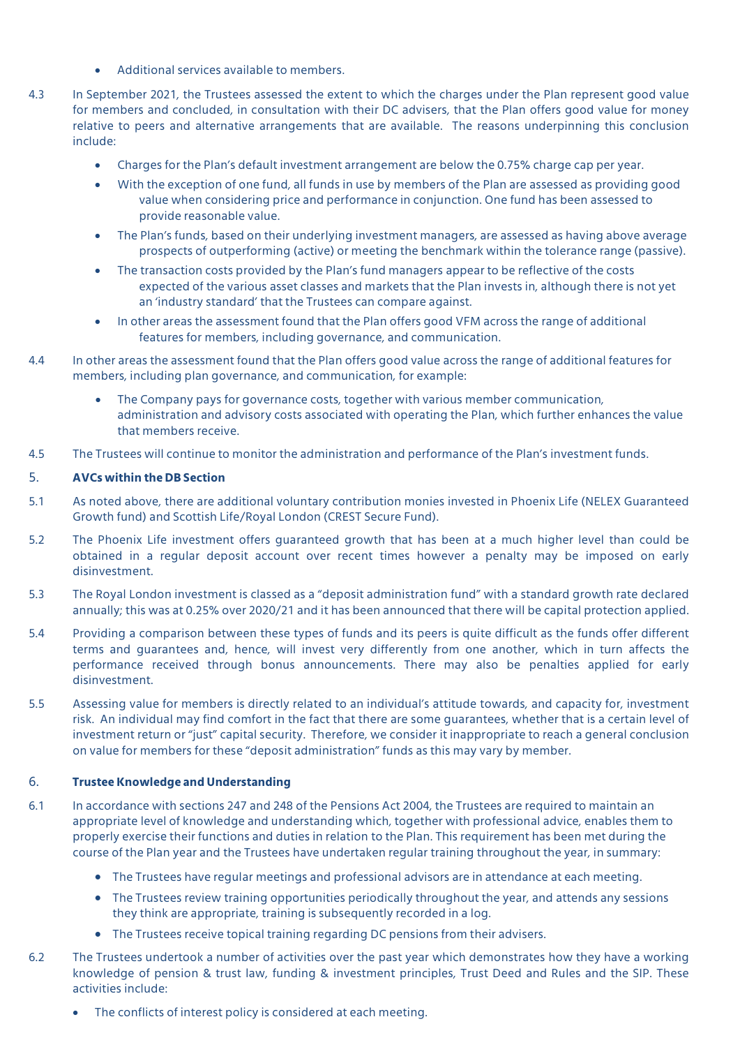- Additional services available to members.

4.3 In September 2021, the Trustees assessed the extent to which the charges under the Plan represent good value for members and concluded, in consultation with their DC advisers, that the Plan offers good value for money relative to peers and alternative arrangements that are available. The reasons underpinning this conclusion include:

- Charges for the Plan's default investment arrangement are below the 0.75% charge cap per year.
- With the exception of one fund, all funds in use by members of the Plan are assessed as providing good value when considering price and performance in conjunction. One fund has been assessed to provide reasonable value.
- The Plan's funds, based on their underlying investment managers, are assessed as having above average prospects of outperforming (active) or meeting the benchmark within the tolerance range (passive).
- The transaction costs provided by the Plan's fund managers appear to be reflective of the costs expected of the various asset classes and markets that the Plan invests in, although there is not yet an 'industry standard' that the Trustees can compare against.
- In other areas the assessment found that the Plan offers good VFM across the range of additional features for members, including governance, and communication.

4.4 In other areas the assessment found that the Plan offers good value across the range of additional features for members, including plan governance, and communication, for example:

- The Company pays for governance costs, together with various member communication, administration and advisory costs associated with operating the Plan, which further enhances the value that members receive.

4.5 The Trustees will continue to monitor the administration and performance of the Plan's investment funds.

## 5. AVCs within the DB Section

5.1 As noted above, there are additional voluntary contribution monies invested in Phoenix Life (NELEX Guaranteed Growth fund) and Scottish Life/Royal London (CREST Secure Fund).

5.2 The Phoenix Life investment offers guaranteed growth that has been at a much higher level than could be obtained in a regular deposit account over recent times however a penalty may be imposed on early disinvestment.

5.3 The Royal London investment is classed as a "deposit administration fund" with a standard growth rate declared annually; this was at 0.25% over 2020/21 and it has been announced that there will be capital protection applied.

5.4 Providing a comparison between these types of funds and its peers is quite difficult as the funds offer different terms and guarantees and, hence, will invest very differently from one another, which in turn affects the performance received through bonus announcements. There may also be penalties applied for early disinvestment.

5.5 Assessing value for members is directly related to an individual's attitude towards, and capacity for, investment risk. An individual may find comfort in the fact that there are some guarantees, whether that is a certain level of investment return or "just" capital security. Therefore, we consider it inappropriate to reach a general conclusion on value for members for these "deposit administration" funds as this may vary by member.

## 6. Trustee Knowledge and Understanding

6.1 In accordance with sections 247 and 248 of the Pensions Act 2004, the Trustees are required to maintain an appropriate level of knowledge and understanding which, together with professional advice, enables them to properly exercise their functions and duties in relation to the Plan. This requirement has been met during the course of the Plan year and the Trustees have undertaken regular training throughout the year, in summary:

- The Trustees have regular meetings and professional advisors are in attendance at each meeting.
- The Trustees review training opportunities periodically throughout the year, and attends any sessions they think are appropriate, training is subsequently recorded in a log.
- The Trustees receive topical training regarding DC pensions from their advisers.

6.2 The Trustees undertook a number of activities over the past year which demonstrates how they have a working knowledge of pension & trust law, funding & investment principles, Trust Deed and Rules and the SIP. These activities include:

- The conflicts of interest policy is considered at each meeting.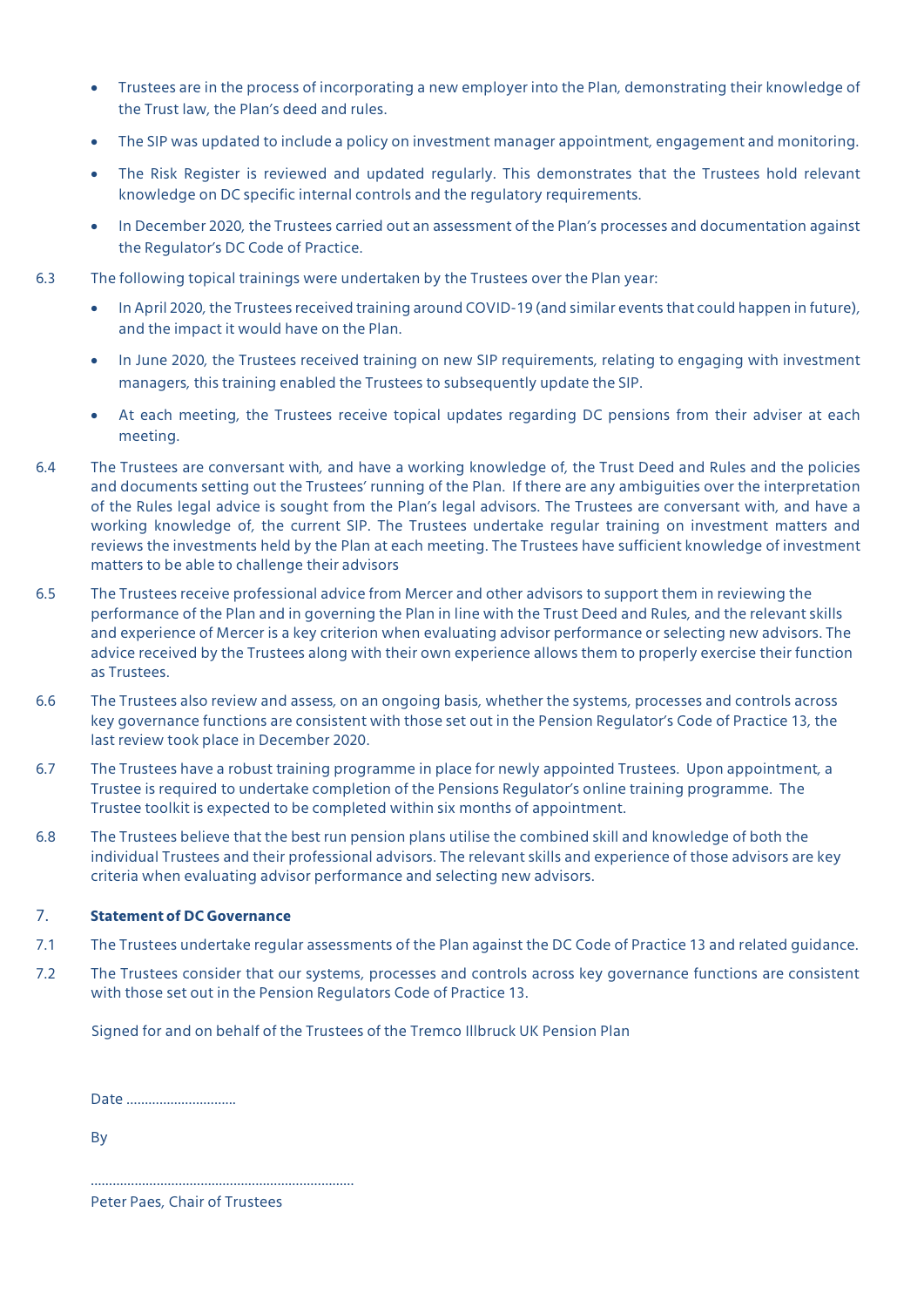- Trustees are in the process of incorporating a new employer into the Plan, demonstrating their knowledge of the Trust law, the Plan's deed and rules.
- The SIP was updated to include a policy on investment manager appointment, engagement and monitoring.
- The Risk Register is reviewed and updated regularly. This demonstrates that the Trustees hold relevant knowledge on DC specific internal controls and the regulatory requirements.
- In December 2020, the Trustees carried out an assessment of the Plan's processes and documentation against the Regulator's DC Code of Practice.

6.3 The following topical trainings were undertaken by the Trustees over the Plan year:

- In April 2020, the Trustees received training around COVID-19 (and similar events that could happen in future), and the impact it would have on the Plan.
- In June 2020, the Trustees received training on new SIP requirements, relating to engaging with investment managers, this training enabled the Trustees to subsequently update the SIP.
- At each meeting, the Trustees receive topical updates regarding DC pensions from their adviser at each meeting.

6.4 The Trustees are conversant with, and have a working knowledge of, the Trust Deed and Rules and the policies and documents setting out the Trustees' running of the Plan. If there are any ambiguities over the interpretation of the Rules legal advice is sought from the Plan's legal advisors. The Trustees are conversant with, and have a working knowledge of, the current SIP. The Trustees undertake regular training on investment matters and reviews the investments held by the Plan at each meeting. The Trustees have sufficient knowledge of investment matters to be able to challenge their advisors

6.5 The Trustees receive professional advice from Mercer and other advisors to support them in reviewing the performance of the Plan and in governing the Plan in line with the Trust Deed and Rules, and the relevant skills and experience of Mercer is a key criterion when evaluating advisor performance or selecting new advisors. The advice received by the Trustees along with their own experience allows them to properly exercise their function as Trustees.

6.6 The Trustees also review and assess, on an ongoing basis, whether the systems, processes and controls across key governance functions are consistent with those set out in the Pension Regulator's Code of Practice 13, the last review took place in December 2020.

6.7 The Trustees have a robust training programme in place for newly appointed Trustees. Upon appointment, a Trustee is required to undertake completion of the Pensions Regulator's online training programme. The Trustee toolkit is expected to be completed within six months of appointment.

6.8 The Trustees believe that the best run pension plans utilise the combined skill and knowledge of both the individual Trustees and their professional advisors. The relevant skills and experience of those advisors are key criteria when evaluating advisor performance and selecting new advisors.

## 7. Statement of DC Governance

7.1 The Trustees undertake regular assessments of the Plan against the DC Code of Practice 13 and related guidance.

7.2 The Trustees consider that our systems, processes and controls across key governance functions are consistent with those set out in the Pension Regulators Code of Practice 13.

Signed for and on behalf of the Trustees of the Tremco Illbruck UK Pension Plan

Date ..............................

By

.......................................................................

Peter Paes, Chair of Trustees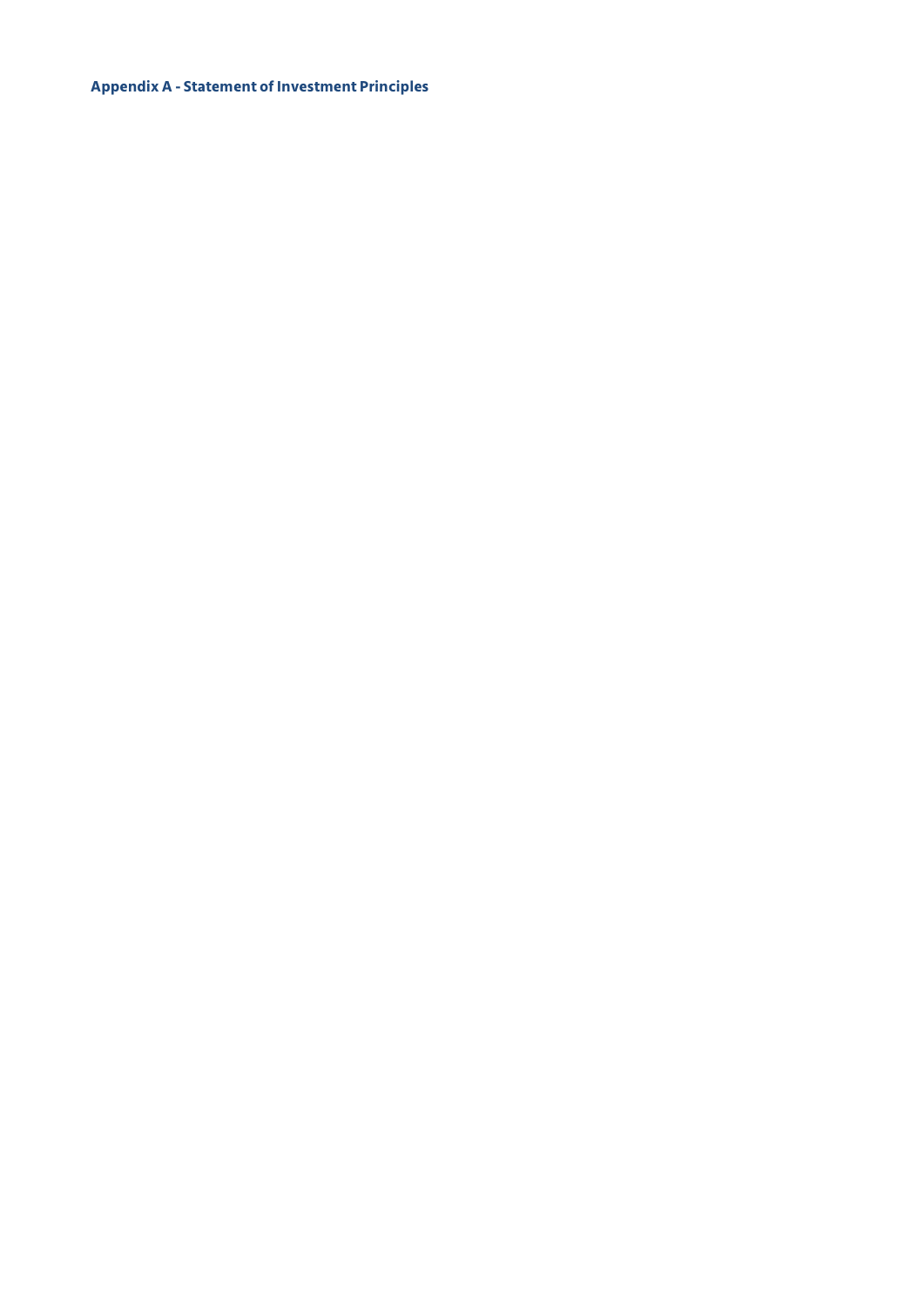**Appendix A - Statement of Investment Principles**